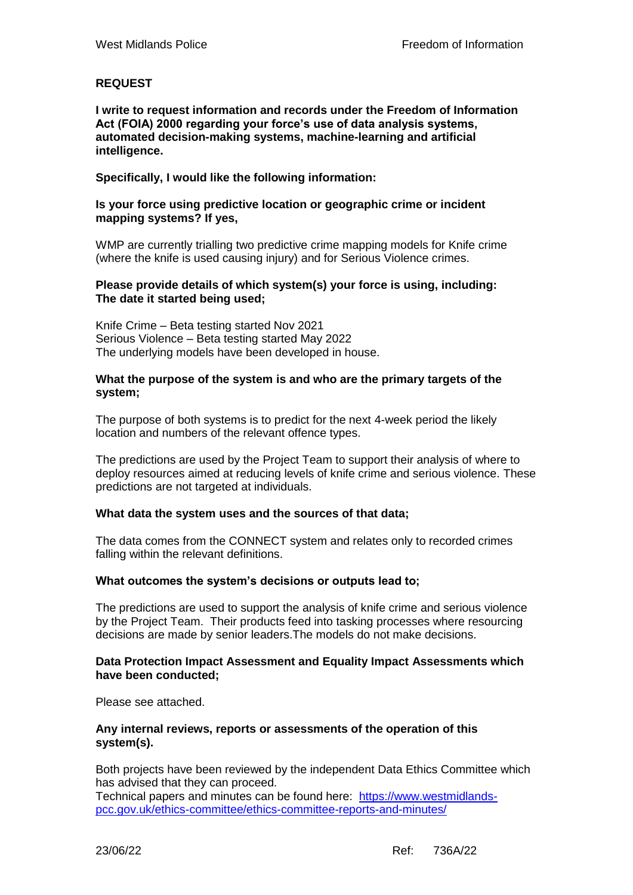**REQUEST**

**I write to request information and records under the Freedom of Information Act (FOIA) 2000 regarding your force's use of data analysis systems, automated decision-making systems, machine-learning and artificial intelligence.**

**Specifically, I would like the following information:**

**Is your force using predictive location or geographic crime or incident mapping systems? If yes,**

WMP are currently trialling two predictive crime mapping models for Knife crime (where the knife is used causing injury) and for Serious Violence crimes.

**Please provide details of which system(s) your force is using, including: The date it started being used;**

Knife Crime – Beta testing started Nov 2021
Serious Violence – Beta testing started May 2022
The underlying models have been developed in house.

**What the purpose of the system is and who are the primary targets of the system;**

The purpose of both systems is to predict for the next 4-week period the likely location and numbers of the relevant offence types.

The predictions are used by the Project Team to support their analysis of where to deploy resources aimed at reducing levels of knife crime and serious violence. These predictions are not targeted at individuals.

**What data the system uses and the sources of that data;**

The data comes from the CONNECT system and relates only to recorded crimes falling within the relevant definitions.

**What outcomes the system's decisions or outputs lead to;**

The predictions are used to support the analysis of knife crime and serious violence by the Project Team. Their products feed into tasking processes where resourcing decisions are made by senior leaders.The models do not make decisions.

**Data Protection Impact Assessment and Equality Impact Assessments which have been conducted;**

Please see attached.

**Any internal reviews, reports or assessments of the operation of this system(s).**

Both projects have been reviewed by the independent Data Ethics Committee which has advised that they can proceed.
Technical papers and minutes can be found here: [https://www.westmidlands-pcc.gov.uk/ethics-committee/ethics-committee-reports-and-minutes/](https://www.westmidlands-pcc.gov.uk/ethics-committee/ethics-committee-reports-and-minutes/)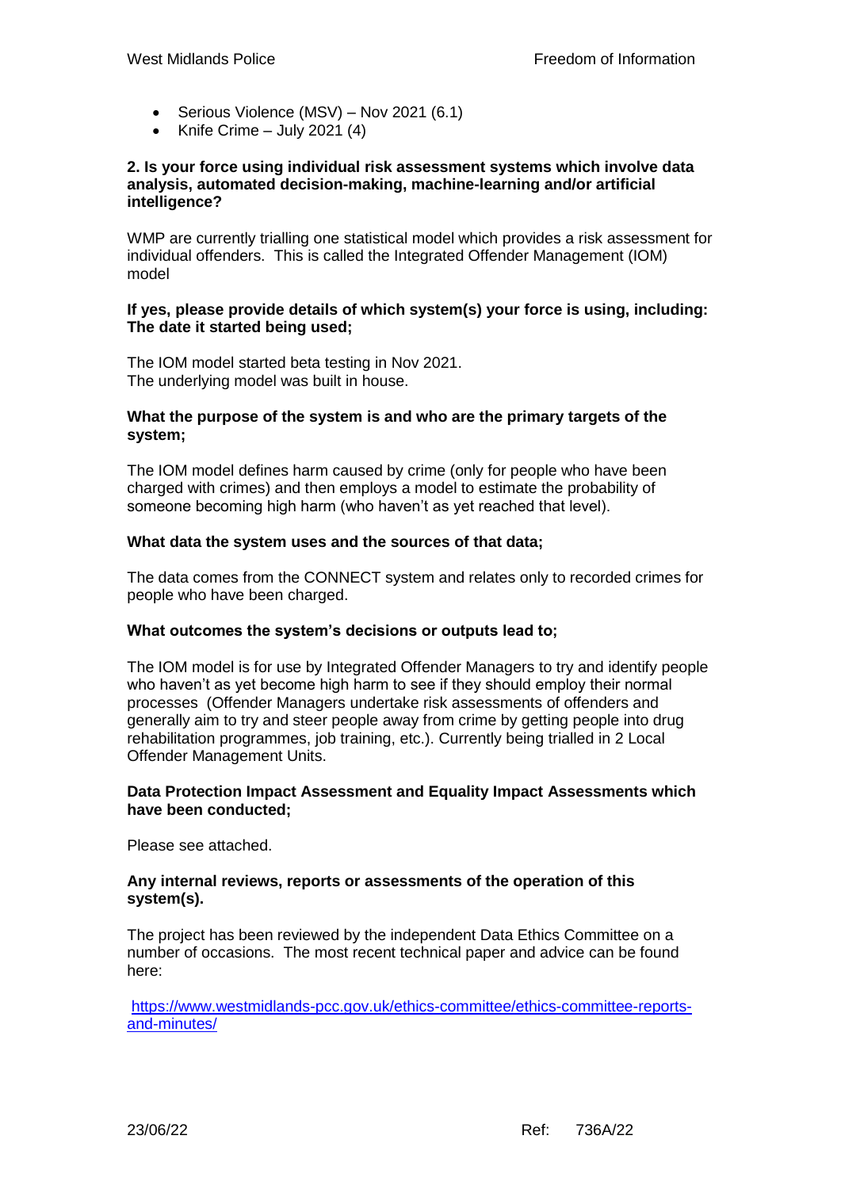- Serious Violence (MSV) – Nov 2021 (6.1)
- Knife Crime – July 2021 (4)

**2. Is your force using individual risk assessment systems which involve data analysis, automated decision-making, machine-learning and/or artificial intelligence?**

WMP are currently trialling one statistical model which provides a risk assessment for individual offenders. This is called the Integrated Offender Management (IOM) model

**If yes, please provide details of which system(s) your force is using, including: The date it started being used;**

The IOM model started beta testing in Nov 2021.
The underlying model was built in house.

**What the purpose of the system is and who are the primary targets of the system;**

The IOM model defines harm caused by crime (only for people who have been charged with crimes) and then employs a model to estimate the probability of someone becoming high harm (who haven't as yet reached that level).

**What data the system uses and the sources of that data;**

The data comes from the CONNECT system and relates only to recorded crimes for people who have been charged.

**What outcomes the system's decisions or outputs lead to;**

The IOM model is for use by Integrated Offender Managers to try and identify people who haven't as yet become high harm to see if they should employ their normal processes (Offender Managers undertake risk assessments of offenders and generally aim to try and steer people away from crime by getting people into drug rehabilitation programmes, job training, etc.). Currently being trialled in 2 Local Offender Management Units.

**Data Protection Impact Assessment and Equality Impact Assessments which have been conducted;**

Please see attached.

**Any internal reviews, reports or assessments of the operation of this system(s).**

The project has been reviewed by the independent Data Ethics Committee on a number of occasions. The most recent technical paper and advice can be found here:

https://www.westmidlands-pcc.gov.uk/ethics-committee/ethics-committee-reports-and-minutes/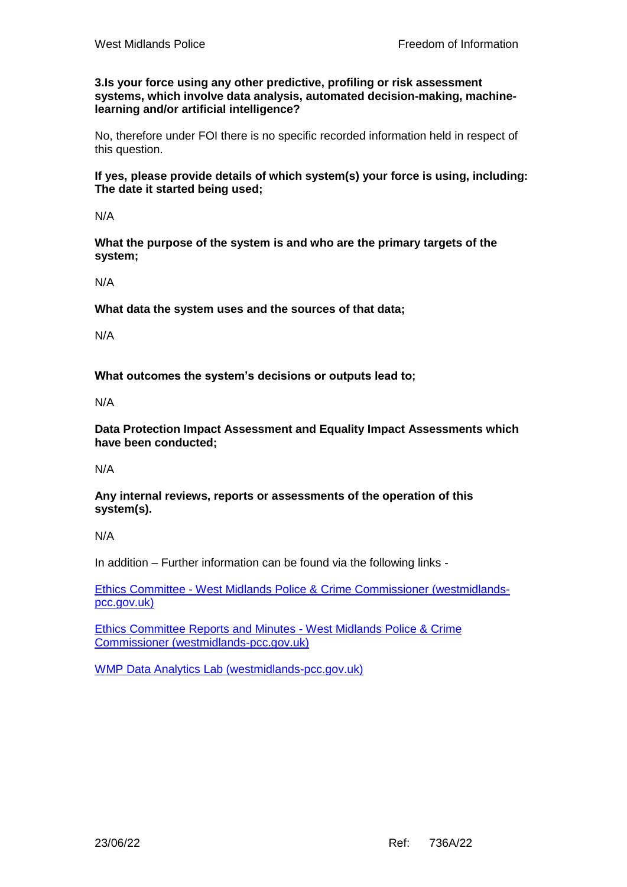**3.Is your force using any other predictive, profiling or risk assessment systems, which involve data analysis, automated decision-making, machine-learning and/or artificial intelligence?**

No, therefore under FOI there is no specific recorded information held in respect of this question.

**If yes, please provide details of which system(s) your force is using, including: The date it started being used;**

N/A

**What the purpose of the system is and who are the primary targets of the system;**

N/A

**What data the system uses and the sources of that data;**

N/A

**What outcomes the system's decisions or outputs lead to;**

N/A

**Data Protection Impact Assessment and Equality Impact Assessments which have been conducted;**

N/A

**Any internal reviews, reports or assessments of the operation of this system(s).**

N/A

In addition – Further information can be found via the following links -

Ethics Committee - West Midlands Police & Crime Commissioner (westmidlands-pcc.gov.uk)

Ethics Committee Reports and Minutes - West Midlands Police & Crime Commissioner (westmidlands-pcc.gov.uk)

WMP Data Analytics Lab (westmidlands-pcc.gov.uk)